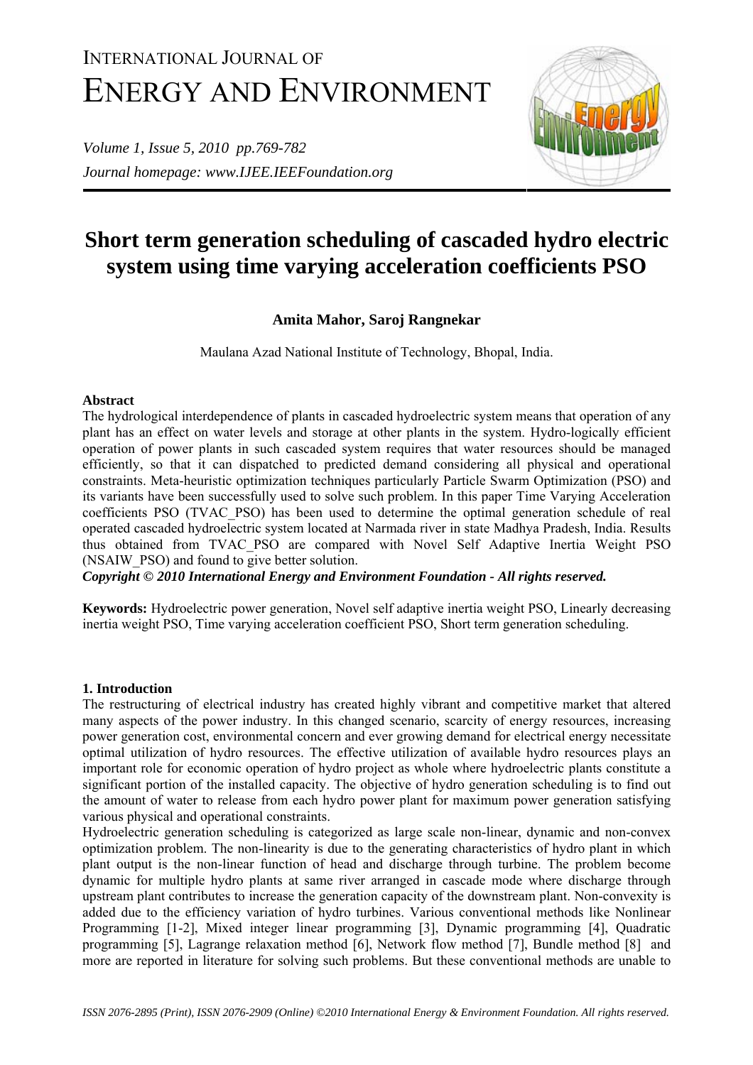# INTERNATIONAL JOURNAL OF ENERGY AND ENVIRONMENT

*Volume 1, Issue 5, 2010 pp.769-782*
*Journal homepage: www.IJEE.IEEFoundation.org*

# Short term generation scheduling of cascaded hydro electric system using time varying acceleration coefficients PSO

**Amita Mahor, Saroj Rangnekar**

Maulana Azad National Institute of Technology, Bhopal, India.

### Abstract

The hydrological interdependence of plants in cascaded hydroelectric system means that operation of any plant has an effect on water levels and storage at other plants in the system. Hydro-logically efficient operation of power plants in such cascaded system requires that water resources should be managed efficiently, so that it can dispatched to predicted demand considering all physical and operational constraints. Meta-heuristic optimization techniques particularly Particle Swarm Optimization (PSO) and its variants have been successfully used to solve such problem. In this paper Time Varying Acceleration coefficients PSO (TVAC_PSO) has been used to determine the optimal generation schedule of real operated cascaded hydroelectric system located at Narmada river in state Madhya Pradesh, India. Results thus obtained from TVAC_PSO are compared with Novel Self Adaptive Inertia Weight PSO (NSAIW_PSO) and found to give better solution.

***Copyright © 2010 International Energy and Environment Foundation - All rights reserved.***

**Keywords:** Hydroelectric power generation, Novel self adaptive inertia weight PSO, Linearly decreasing inertia weight PSO, Time varying acceleration coefficient PSO, Short term generation scheduling.

### 1. Introduction

The restructuring of electrical industry has created highly vibrant and competitive market that altered many aspects of the power industry. In this changed scenario, scarcity of energy resources, increasing power generation cost, environmental concern and ever growing demand for electrical energy necessitate optimal utilization of hydro resources. The effective utilization of available hydro resources plays an important role for economic operation of hydro project as whole where hydroelectric plants constitute a significant portion of the installed capacity. The objective of hydro generation scheduling is to find out the amount of water to release from each hydro power plant for maximum power generation satisfying various physical and operational constraints.

Hydroelectric generation scheduling is categorized as large scale non-linear, dynamic and non-convex optimization problem. The non-linearity is due to the generating characteristics of hydro plant in which plant output is the non-linear function of head and discharge through turbine. The problem become dynamic for multiple hydro plants at same river arranged in cascade mode where discharge through upstream plant contributes to increase the generation capacity of the downstream plant. Non-convexity is added due to the efficiency variation of hydro turbines. Various conventional methods like Nonlinear Programming [1-2], Mixed integer linear programming [3], Dynamic programming [4], Quadratic programming [5], Lagrange relaxation method [6], Network flow method [7], Bundle method [8] and more are reported in literature for solving such problems. But these conventional methods are unable to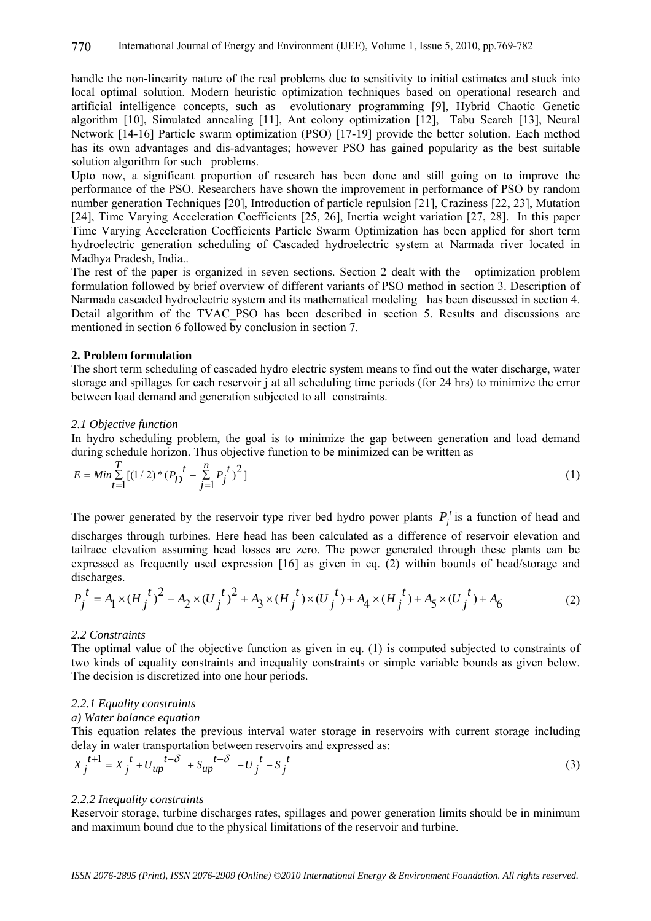handle the non-linearity nature of the real problems due to sensitivity to initial estimates and stuck into local optimal solution. Modern heuristic optimization techniques based on operational research and artificial intelligence concepts, such as evolutionary programming [9], Hybrid Chaotic Genetic algorithm [10], Simulated annealing [11], Ant colony optimization [12], Tabu Search [13], Neural Network [14-16] Particle swarm optimization (PSO) [17-19] provide the better solution. Each method has its own advantages and dis-advantages; however PSO has gained popularity as the best suitable solution algorithm for such problems.

Upto now, a significant proportion of research has been done and still going on to improve the performance of the PSO. Researchers have shown the improvement in performance of PSO by random number generation Techniques [20], Introduction of particle repulsion [21], Craziness [22, 23], Mutation [24], Time Varying Acceleration Coefficients [25, 26], Inertia weight variation [27, 28]. In this paper Time Varying Acceleration Coefficients Particle Swarm Optimization has been applied for short term hydroelectric generation scheduling of Cascaded hydroelectric system at Narmada river located in Madhya Pradesh, India..

The rest of the paper is organized in seven sections. Section 2 dealt with the optimization problem formulation followed by brief overview of different variants of PSO method in section 3. Description of Narmada cascaded hydroelectric system and its mathematical modeling has been discussed in section 4. Detail algorithm of the TVAC_PSO has been described in section 5. Results and discussions are mentioned in section 6 followed by conclusion in section 7.

## 2. Problem formulation

The short term scheduling of cascaded hydro electric system means to find out the water discharge, water storage and spillages for each reservoir j at all scheduling time periods (for 24 hrs) to minimize the error between load demand and generation subjected to all constraints.

### *2.1 Objective function*

In hydro scheduling problem, the goal is to minimize the gap between generation and load demand during schedule horizon. Thus objective function to be minimized can be written as

$$E = Min \sum_{t=1}^{T} [(1/2) * (P_D^{\,t} - \sum_{j=1}^{n} P_j^{\,t})^2] \tag{1}$$

The power generated by the reservoir type river bed hydro power plants $P_j^t$ is a function of head and discharges through turbines. Here head has been calculated as a difference of reservoir elevation and tailrace elevation assuming head losses are zero. The power generated through these plants can be expressed as frequently used expression [16] as given in eq. (2) within bounds of head/storage and discharges.

$$P_j^{\,t} = A_1 \times (H_j^{\,t})^2 + A_2 \times (U_j^{\,t})^2 + A_3 \times (H_j^{\,t}) \times (U_j^{\,t}) + A_4 \times (H_j^{\,t}) + A_5 \times (U_j^{\,t}) + A_6 \tag{2}$$

### *2.2 Constraints*

The optimal value of the objective function as given in eq. (1) is computed subjected to constraints of two kinds of equality constraints and inequality constraints or simple variable bounds as given below. The decision is discretized into one hour periods.

#### *2.2.1 Equality constraints*

*a) Water balance equation*

This equation relates the previous interval water storage in reservoirs with current storage including delay in water transportation between reservoirs and expressed as:

$$X_j^{\,t+1} = X_j^{\,t} + U_{up}^{\,t-\delta} + S_{up}^{\,t-\delta} - U_j^{\,t} - S_j^{\,t} \tag{3}$$

#### *2.2.2 Inequality constraints*

Reservoir storage, turbine discharges rates, spillages and power generation limits should be in minimum and maximum bound due to the physical limitations of the reservoir and turbine.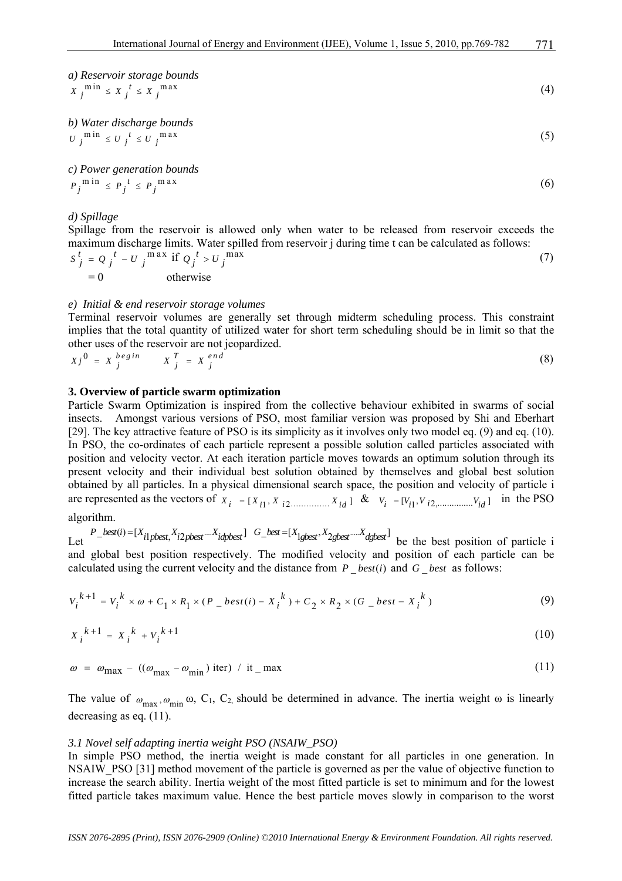*a) Reservoir storage bounds*

$$X_j^{\min} \leq X_j^t \leq X_j^{\max} \tag{4}$$

*b) Water discharge bounds*

$$U_j^{\min} \leq U_j^t \leq U_j^{\max} \tag{5}$$

*c) Power generation bounds*

$$P_j^{\min} \leq P_j^t \leq P_j^{\max} \tag{6}$$

*d) Spillage*

Spillage from the reservoir is allowed only when water to be released from reservoir exceeds the maximum discharge limits. Water spilled from reservoir j during time t can be calculated as follows:

$$S_j^t = Q_j^t - U_j^{\max} \text{ if } Q_j^t > U_j^{\max} \tag{7}$$

$$= 0 \qquad \text{otherwise}$$

*e) Initial & end reservoir storage volumes*

Terminal reservoir volumes are generally set through midterm scheduling process. This constraint implies that the total quantity of utilized water for short term scheduling should be in limit so that the other uses of the reservoir are not jeopardized.

$$Xj^0 = X_j^{begin} \qquad X_j^T = X_j^{end} \tag{8}$$

**3. Overview of particle swarm optimization**

Particle Swarm Optimization is inspired from the collective behaviour exhibited in swarms of social insects. Amongst various versions of PSO, most familiar version was proposed by Shi and Eberhart [29]. The key attractive feature of PSO is its simplicity as it involves only two model eq. (9) and eq. (10). In PSO, the co-ordinates of each particle represent a possible solution called particles associated with position and velocity vector. At each iteration particle moves towards an optimum solution through its present velocity and their individual best solution obtained by themselves and global best solution obtained by all particles. In a physical dimensional search space, the position and velocity of particle i are represented as the vectors of $X_i = [X_{i1}, X_{i2}............... X_{id}]$ & $V_i = [V_{i1}, V_{i2},...............V_{id}]$ in the PSO algorithm.

Let $P\_best(i) = [X_{i1pbest}, X_{i2pbest}.....X_{idpbest}]$ $G\_best = [X_{1gbest}, X_{2gbest}.....X_{dgbest}]$ be the best position of particle i and global best position respectively. The modified velocity and position of each particle can be calculated using the current velocity and the distance from $P\_best(i)$ and $G\_best$ as follows:

$$V_i^{k+1} = V_i^k \times \omega + C_1 \times R_1 \times (P\_best(i) - X_i^k) + C_2 \times R_2 \times (G\_best - X_i^k) \tag{9}$$

$$X_i^{k+1} = X_i^k + V_i^{k+1} \tag{10}$$

$$\omega = \omega_{\max} - ((\omega_{\max} - \omega_{\min})\ \text{iter}) \ / \ \text{it\_max} \tag{11}$$

The value of $\omega_{\max}, \omega_{\min}$ ω, $C_1$, $C_2$, should be determined in advance. The inertia weight ω is linearly decreasing as eq. (11).

*3.1 Novel self adapting inertia weight PSO (NSAIW_PSO)*

In simple PSO method, the inertia weight is made constant for all particles in one generation. In NSAIW_PSO [31] method movement of the particle is governed as per the value of objective function to increase the search ability. Inertia weight of the most fitted particle is set to minimum and for the lowest fitted particle takes maximum value. Hence the best particle moves slowly in comparison to the worst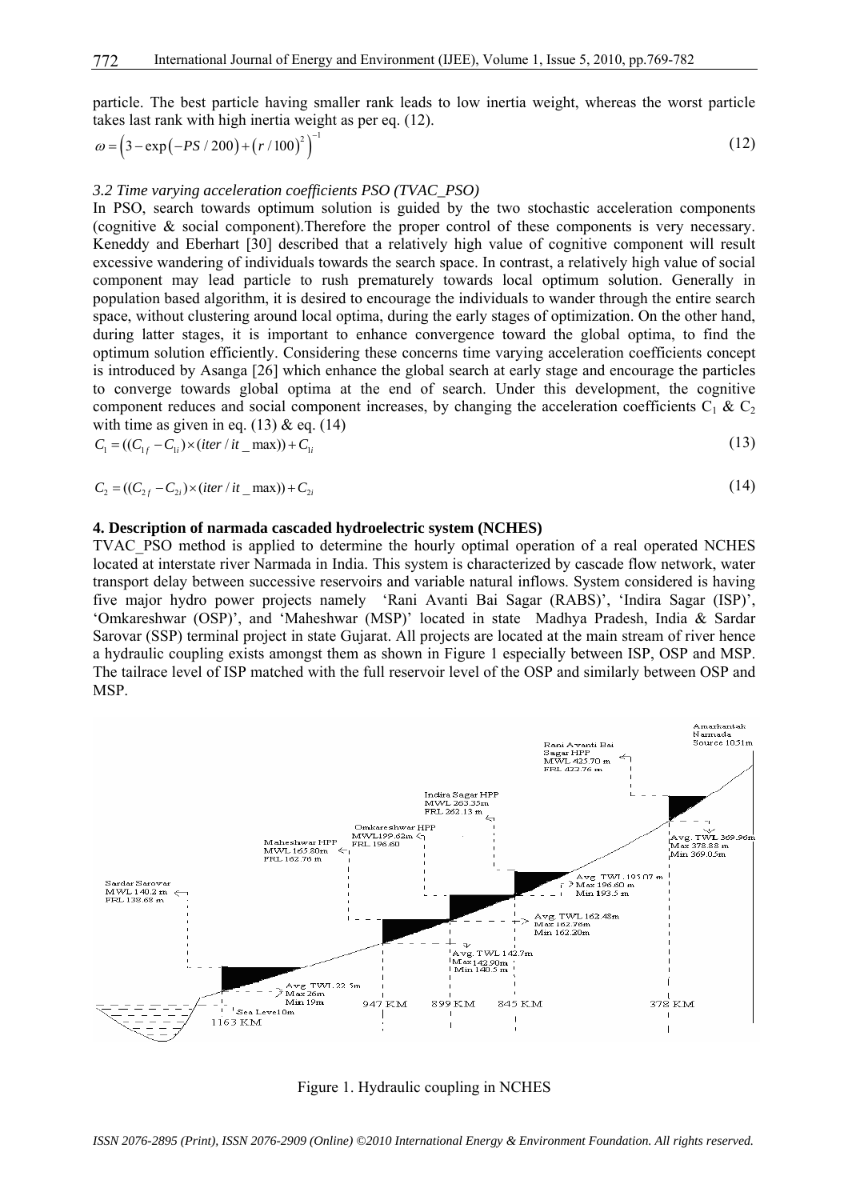particle. The best particle having smaller rank leads to low inertia weight, whereas the worst particle takes last rank with high inertia weight as per eq. (12).

$$\omega = \left(3 - \exp\left(-PS/200\right) + \left(r/100\right)^2\right)^{-1} \tag{12}$$

### *3.2 Time varying acceleration coefficients PSO (TVAC_PSO)*

In PSO, search towards optimum solution is guided by the two stochastic acceleration components (cognitive & social component).Therefore the proper control of these components is very necessary. Keneddy and Eberhart [30] described that a relatively high value of cognitive component will result excessive wandering of individuals towards the search space. In contrast, a relatively high value of social component may lead particle to rush prematurely towards local optimum solution. Generally in population based algorithm, it is desired to encourage the individuals to wander through the entire search space, without clustering around local optima, during the early stages of optimization. On the other hand, during latter stages, it is important to enhance convergence toward the global optima, to find the optimum solution efficiently. Considering these concerns time varying acceleration coefficients concept is introduced by Asanga [26] which enhance the global search at early stage and encourage the particles to converge towards global optima at the end of search. Under this development, the cognitive component reduces and social component increases, by changing the acceleration coefficients $C_1$ & $C_2$ with time as given in eq. (13) & eq. (14)

$$C_1 = ((C_{1f} - C_{1i}) \times (iter/it\_\max)) + C_{1i} \tag{13}$$

$$C_2 = ((C_{2f} - C_{2i}) \times (iter/it\_\max)) + C_{2i} \tag{14}$$

## 4. Description of narmada cascaded hydroelectric system (NCHES)

TVAC_PSO method is applied to determine the hourly optimal operation of a real operated NCHES located at interstate river Narmada in India. This system is characterized by cascade flow network, water transport delay between successive reservoirs and variable natural inflows. System considered is having five major hydro power projects namely 'Rani Avanti Bai Sagar (RABS)', 'Indira Sagar (ISP)', 'Omkareshwar (OSP)', and 'Maheshwar (MSP)' located in state Madhya Pradesh, India & Sardar Sarovar (SSP) terminal project in state Gujarat. All projects are located at the main stream of river hence a hydraulic coupling exists amongst them as shown in Figure 1 especially between ISP, OSP and MSP. The tailrace level of ISP matched with the full reservoir level of the OSP and similarly between OSP and MSP.

Figure 1. Hydraulic coupling in NCHES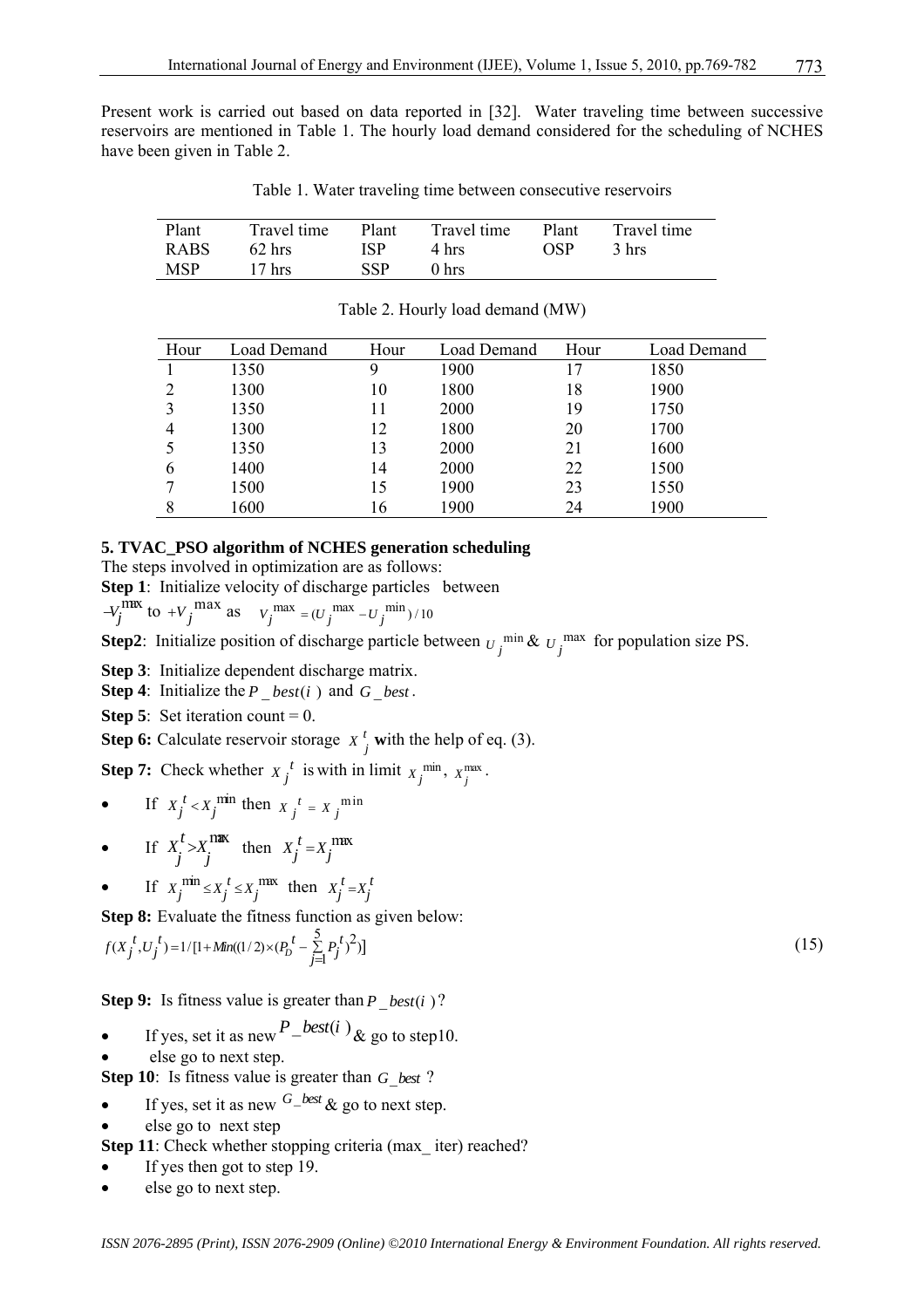Present work is carried out based on data reported in [32]. Water traveling time between successive reservoirs are mentioned in Table 1. The hourly load demand considered for the scheduling of NCHES have been given in Table 2.

Table 1. Water traveling time between consecutive reservoirs

| Plant | Travel time | Plant | Travel time | Plant | Travel time |
|---|---|---|---|---|---|
| RABS | 62 hrs | ISP | 4 hrs | OSP | 3 hrs |
| MSP | 17 hrs | SSP | 0 hrs | | |

Table 2. Hourly load demand (MW)

| Hour | Load Demand | Hour | Load Demand | Hour | Load Demand |
|---|---|---|---|---|---|
| 1 | 1350 | 9 | 1900 | 17 | 1850 |
| 2 | 1300 | 10 | 1800 | 18 | 1900 |
| 3 | 1350 | 11 | 2000 | 19 | 1750 |
| 4 | 1300 | 12 | 1800 | 20 | 1700 |
| 5 | 1350 | 13 | 2000 | 21 | 1600 |
| 6 | 1400 | 14 | 2000 | 22 | 1500 |
| 7 | 1500 | 15 | 1900 | 23 | 1550 |
| 8 | 1600 | 16 | 1900 | 24 | 1900 |

### 5. TVAC_PSO algorithm of NCHES generation scheduling

The steps involved in optimization are as follows:

**Step 1**: Initialize velocity of discharge particles between $-V_j^{max}$ to $+V_j^{max}$ as $V_j^{max} = (U_j^{max} - U_j^{min})/10$

**Step2**: Initialize position of discharge particle between $U_j^{min}$ & $U_j^{max}$ for population size PS.

**Step 3**: Initialize dependent discharge matrix.

**Step 4**: Initialize the $P\_best(i)$ and $G\_best$.

**Step 5**: Set iteration count = 0.

**Step 6:** Calculate reservoir storage $X_j^t$ **w**ith the help of eq. (3).

**Step 7:** Check whether $X_j^t$ is with in limit $X_j^{min}$, $X_j^{max}$.

- If $X_j^t < X_j^{min}$ then $X_j^t = X_j^{min}$
- If $X_j^t > X_j^{max}$ then $X_j^t = X_j^{max}$
- If $X_j^{min} \le X_j^t \le X_j^{max}$ then $X_j^t = X_j^t$

**Step 8:** Evaluate the fitness function as given below:

$$f(X_j^t, U_j^t) = 1/[1 + Min((1/2) \times (P_D^t - \sum_{j=1}^{5} P_j^t)^2)] \tag{15}$$

**Step 9:** Is fitness value is greater than $P\_best(i)$?

- If yes, set it as new $P\_best(i)$ & go to step10.
- else go to next step.

**Step 10**: Is fitness value is greater than $G\_best$ ?

- If yes, set it as new $G\_best$ & go to next step.
- else go to next step

**Step 11**: Check whether stopping criteria (max_ iter) reached?

- If yes then got to step 19.
- else go to next step.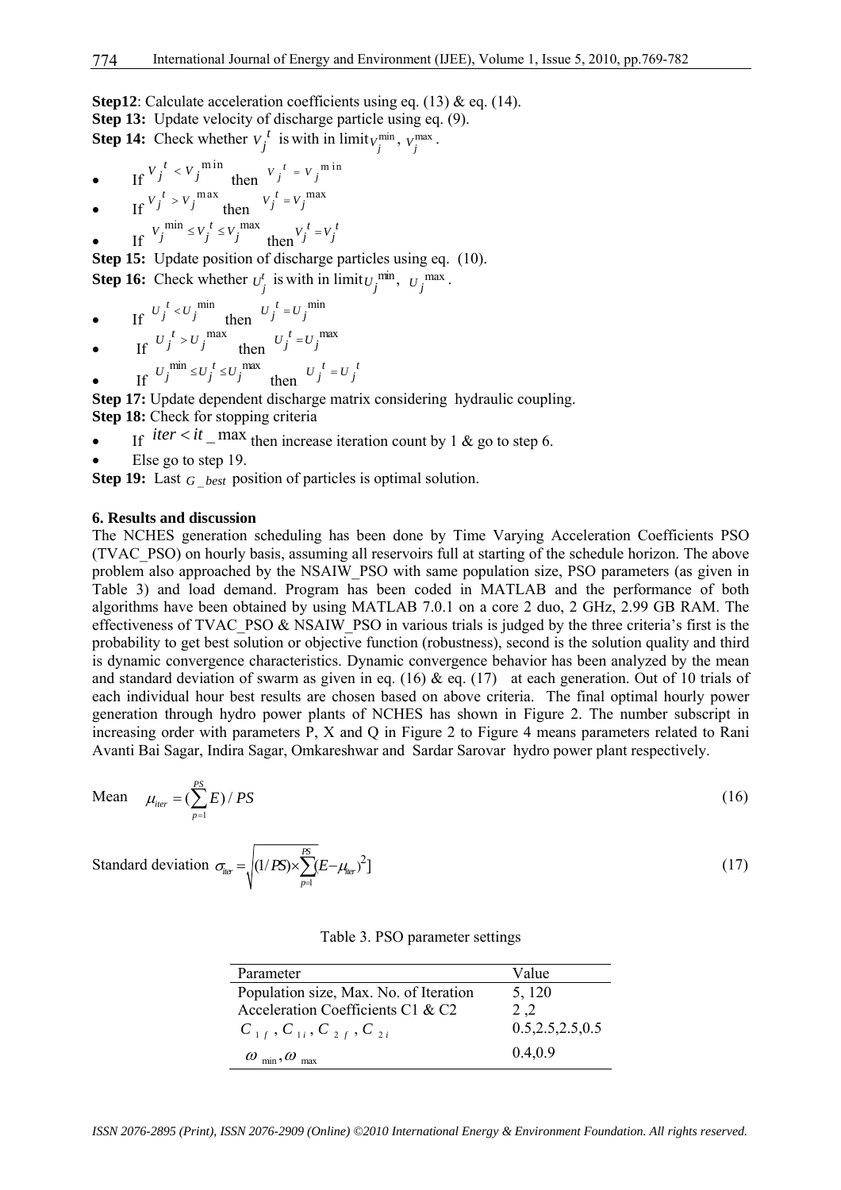**Step12**: Calculate acceleration coefficients using eq. (13) & eq. (14).

**Step 13:** Update velocity of discharge particle using eq. (9).

**Step 14:** Check whether $V_j^t$ is with in limit $V_j^{\min}$, $V_j^{\max}$.

- If $V_j^t < V_j^{\min}$ then $V_j^t = V_j^{\min}$
- If $V_j^t > V_j^{\max}$ then $V_j^t = V_j^{\max}$
- If $V_j^{\min} \le V_j^t \le V_j^{\max}$ then $V_j^t = V_j^t$

**Step 15:** Update position of discharge particles using eq. (10).

**Step 16:** Check whether $U_j^t$ is with in limit $U_j^{\min}$, $U_j^{\max}$.

- If $U_j^t < U_j^{\min}$ then $U_j^t = U_j^{\min}$
- If $U_j^t > U_j^{\max}$ then $U_j^t = U_j^{\max}$
- If $U_j^{\min} \le U_j^t \le U_j^{\max}$ then $U_j^t = U_j^t$

**Step 17:** Update dependent discharge matrix considering hydraulic coupling.

**Step 18:** Check for stopping criteria

- If $iter < it\_\max$ then increase iteration count by 1 & go to step 6.
- Else go to step 19.

**Step 19:** Last $G\_best$ position of particles is optimal solution.

## 6. Results and discussion

The NCHES generation scheduling has been done by Time Varying Acceleration Coefficients PSO (TVAC_PSO) on hourly basis, assuming all reservoirs full at starting of the schedule horizon. The above problem also approached by the NSAIW_PSO with same population size, PSO parameters (as given in Table 3) and load demand. Program has been coded in MATLAB and the performance of both algorithms have been obtained by using MATLAB 7.0.1 on a core 2 duo, 2 GHz, 2.99 GB RAM. The effectiveness of TVAC_PSO & NSAIW_PSO in various trials is judged by the three criteria's first is the probability to get best solution or objective function (robustness), second is the solution quality and third is dynamic convergence characteristics. Dynamic convergence behavior has been analyzed by the mean and standard deviation of swarm as given in eq. (16) & eq. (17) at each generation. Out of 10 trials of each individual hour best results are chosen based on above criteria. The final optimal hourly power generation through hydro power plants of NCHES has shown in Figure 2. The number subscript in increasing order with parameters P, X and Q in Figure 2 to Figure 4 means parameters related to Rani Avanti Bai Sagar, Indira Sagar, Omkareshwar and Sardar Sarovar hydro power plant respectively.

Mean
$$\mu_{iter} = \left(\sum_{p=1}^{PS} E\right) / PS \tag{16}$$

Standard deviation
$$\sigma_{iter} = \sqrt{(1/PS) \times \sum_{p=1}^{PS} (E - \mu_{iter})^2 ]} \tag{17}$$

Table 3. PSO parameter settings

| Parameter | Value |
|---|---|
| Population size, Max. No. of Iteration | 5, 120 |
| Acceleration Coefficients C1 & C2 | 2 ,2 |
| $C_{1f}, C_{1i}, C_{2f}, C_{2i}$ | 0.5,2.5,2.5,0.5 |
| $\omega_{\min}, \omega_{\max}$ | 0.4,0.9 |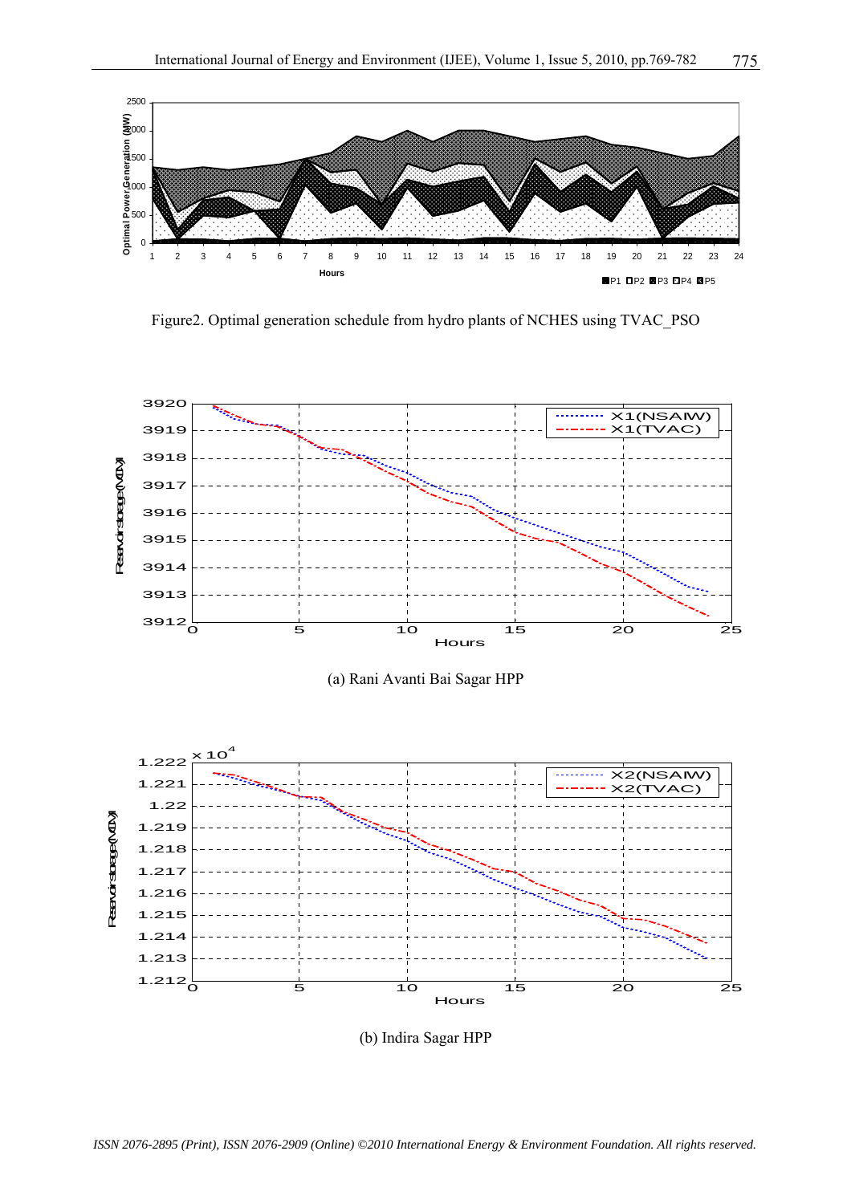Figure2. Optimal generation schedule from hydro plants of NCHES using TVAC_PSO

(a) Rani Avanti Bai Sagar HPP

(b) Indira Sagar HPP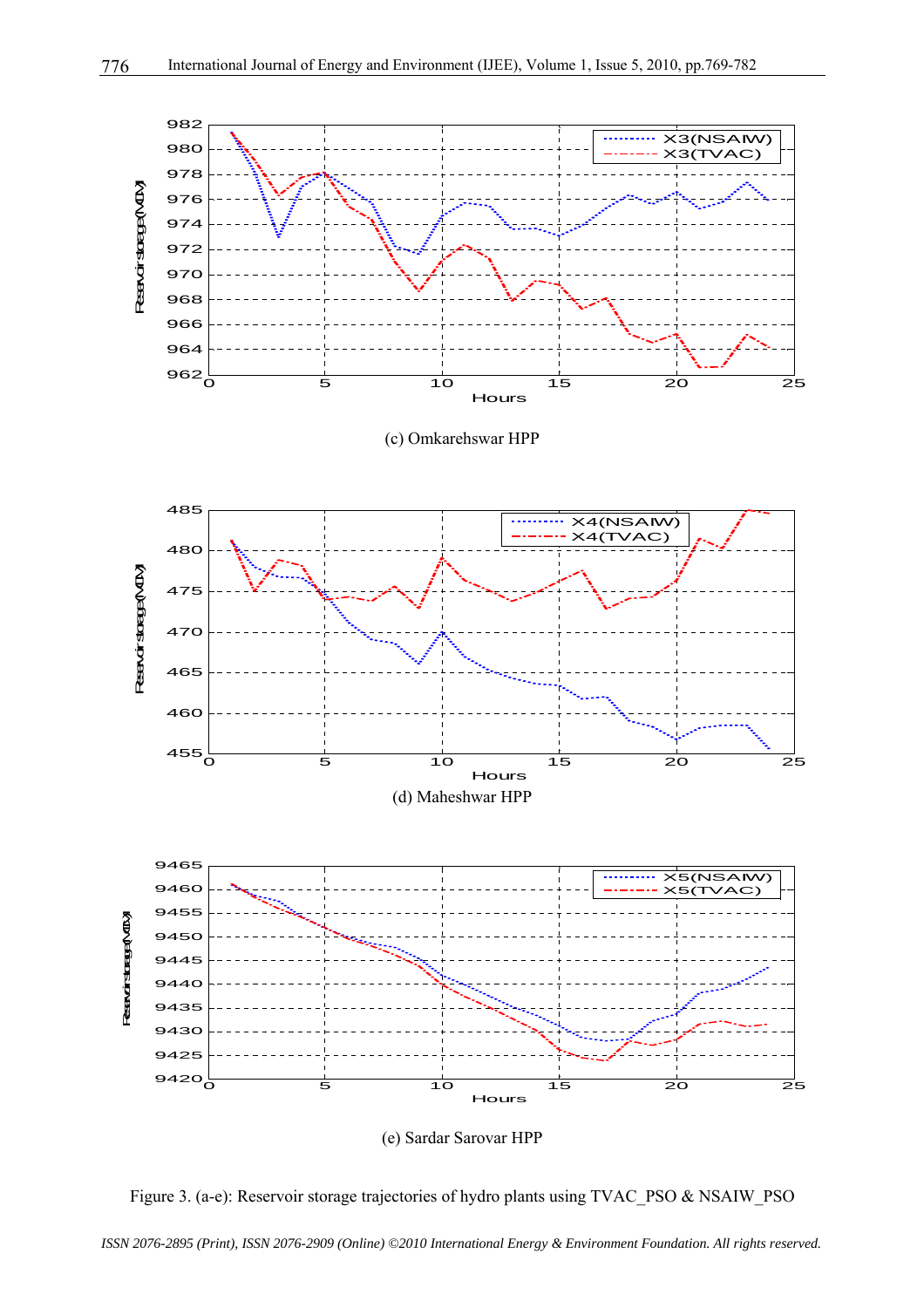(c) Omkarehswar HPP

(d) Maheshwar HPP

(e) Sardar Sarovar HPP

Figure 3. (a-e): Reservoir storage trajectories of hydro plants using TVAC_PSO & NSAIW_PSO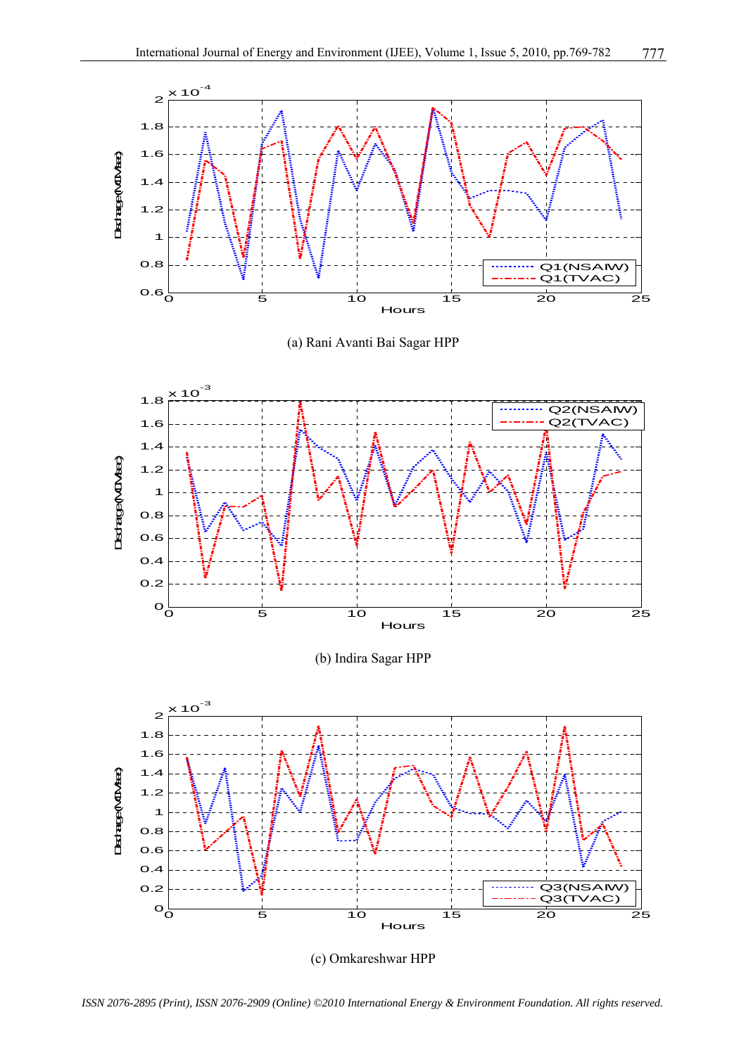(a) Rani Avanti Bai Sagar HPP

(b) Indira Sagar HPP

(c) Omkareshwar HPP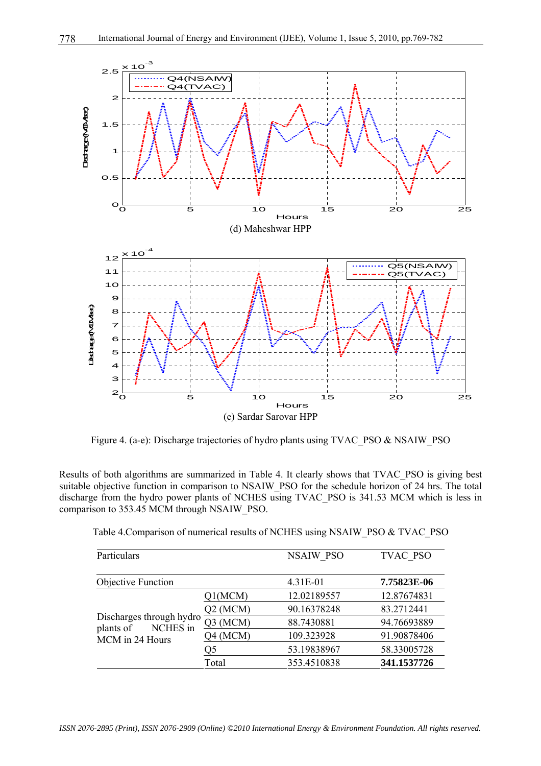(d) Maheshwar HPP

(e) Sardar Sarovar HPP

Figure 4. (a-e): Discharge trajectories of hydro plants using TVAC_PSO & NSAIW_PSO

Results of both algorithms are summarized in Table 4. It clearly shows that TVAC_PSO is giving best suitable objective function in comparison to NSAIW_PSO for the schedule horizon of 24 hrs. The total discharge from the hydro power plants of NCHES using TVAC_PSO is 341.53 MCM which is less in comparison to 353.45 MCM through NSAIW_PSO.

Table 4.Comparison of numerical results of NCHES using NSAIW_PSO & TVAC_PSO

| Particulars | | NSAIW_PSO | TVAC_PSO |
|---|---|---|---|
| Objective Function | | 4.31E-01 | **7.75823E-06** |
| Discharges through hydro plants of NCHES in MCM in 24 Hours | Q1(MCM) | 12.02189557 | 12.87674831 |
| | Q2 (MCM) | 90.16378248 | 83.2712441 |
| | Q3 (MCM) | 88.7430881 | 94.76693889 |
| | Q4 (MCM) | 109.323928 | 91.90878406 |
| | Q5 | 53.19838967 | 58.33005728 |
| | Total | 353.4510838 | **341.1537726** |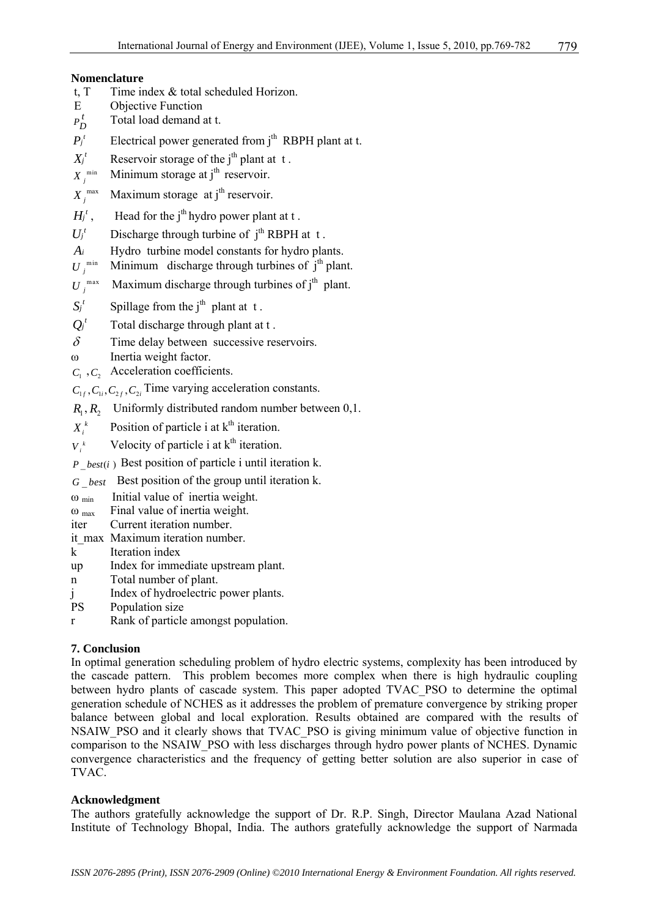**Nomenclature**

| | |
|---|---|
| t, T | Time index & total scheduled Horizon. |
| E | Objective Function |
| $P_D^t$ | Total load demand at t. |
| $P_j^t$ | Electrical power generated from j[th] RBPH plant at t. |
| $X_j^t$ | Reservoir storage of the j[th] plant at t . |
| $X_j^{\min}$ | Minimum storage at j[th] reservoir. |
| $X_j^{\max}$ | Maximum storage at j[th] reservoir. |
| $H_j^t$ , | Head for the j[th] hydro power plant at t . |
| $U_j^t$ | Discharge through turbine of j[th] RBPH at t . |
| $A_i$ | Hydro turbine model constants for hydro plants. |
| $U_j^{\min}$ | Minimum discharge through turbines of j[th] plant. |
| $U_j^{\max}$ | Maximum discharge through turbines of j[th] plant. |
| $S_j^t$ | Spillage from the j[th] plant at t . |
| $Q_j^t$ | Total discharge through plant at t . |
| $\delta$ | Time delay between successive reservoirs. |
| ω | Inertia weight factor. |
| $C_1$ , $C_2$ | Acceleration coefficients. |
| $C_{1f}, C_{1i}, C_{2f}, C_{2i}$ | Time varying acceleration constants. |
| $R_1, R_2$ | Uniformly distributed random number between 0,1. |
| $X_i^k$ | Position of particle i at k[th] iteration. |
| $V_i^k$ | Velocity of particle i at k[th] iteration. |
| $P\_best(i)$ | Best position of particle i until iteration k. |
| $G\_best$ | Best position of the group until iteration k. |
| $\omega_{\min}$ | Initial value of inertia weight. |
| $\omega_{\max}$ | Final value of inertia weight. |
| iter | Current iteration number. |
| it_max | Maximum iteration number. |
| k | Iteration index |
| up | Index for immediate upstream plant. |
| n | Total number of plant. |
| j | Index of hydroelectric power plants. |
| PS | Population size |
| r | Rank of particle amongst population. |

## 7. Conclusion

In optimal generation scheduling problem of hydro electric systems, complexity has been introduced by the cascade pattern. This problem becomes more complex when there is high hydraulic coupling between hydro plants of cascade system. This paper adopted TVAC_PSO to determine the optimal generation schedule of NCHES as it addresses the problem of premature convergence by striking proper balance between global and local exploration. Results obtained are compared with the results of NSAIW_PSO and it clearly shows that TVAC_PSO is giving minimum value of objective function in comparison to the NSAIW_PSO with less discharges through hydro power plants of NCHES. Dynamic convergence characteristics and the frequency of getting better solution are also superior in case of TVAC.

## Acknowledgment

The authors gratefully acknowledge the support of Dr. R.P. Singh, Director Maulana Azad National Institute of Technology Bhopal, India. The authors gratefully acknowledge the support of Narmada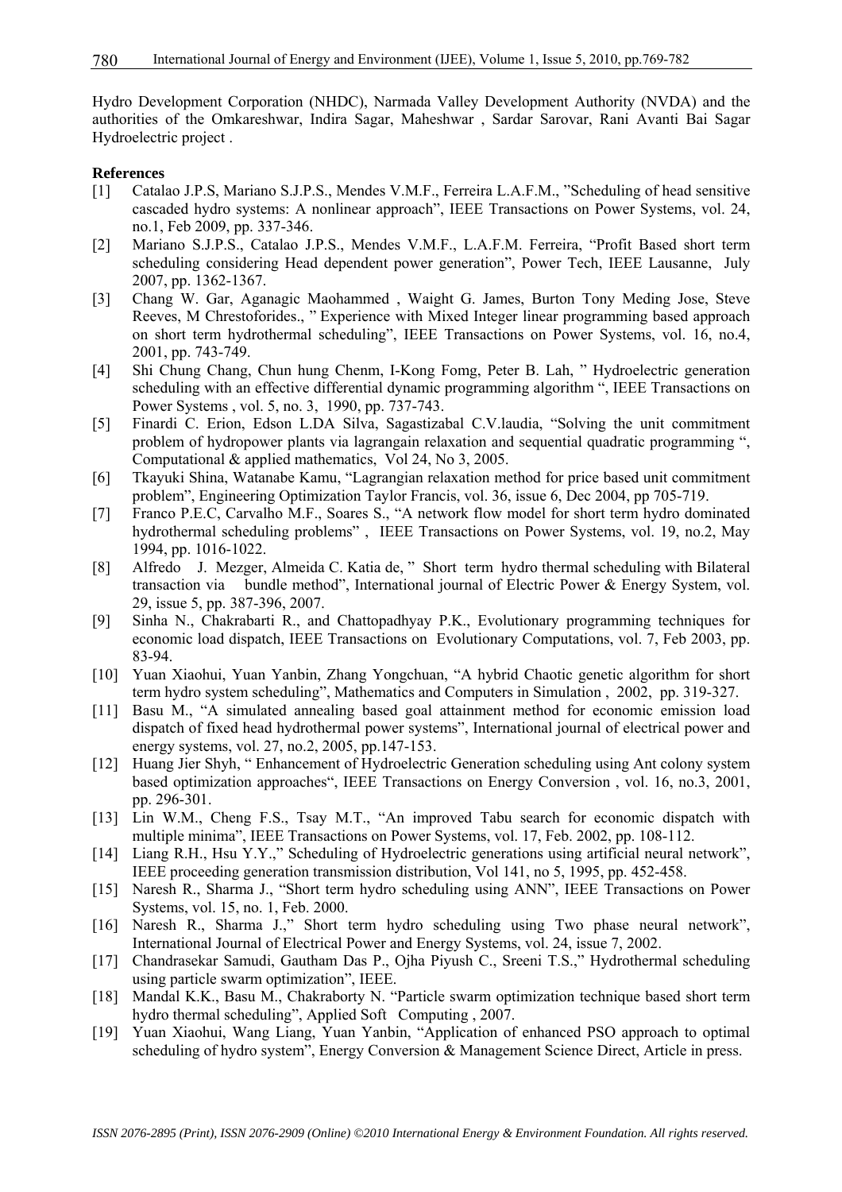Hydro Development Corporation (NHDC), Narmada Valley Development Authority (NVDA) and the authorities of the Omkareshwar, Indira Sagar, Maheshwar , Sardar Sarovar, Rani Avanti Bai Sagar Hydroelectric project .

**References**

[1] Catalao J.P.S, Mariano S.J.P.S., Mendes V.M.F., Ferreira L.A.F.M., "Scheduling of head sensitive cascaded hydro systems: A nonlinear approach", IEEE Transactions on Power Systems, vol. 24, no.1, Feb 2009, pp. 337-346.

[2] Mariano S.J.P.S., Catalao J.P.S., Mendes V.M.F., L.A.F.M. Ferreira, "Profit Based short term scheduling considering Head dependent power generation", Power Tech, IEEE Lausanne, July 2007, pp. 1362-1367.

[3] Chang W. Gar, Aganagic Maohammed , Waight G. James, Burton Tony Meding Jose, Steve Reeves, M Chrestoforides., " Experience with Mixed Integer linear programming based approach on short term hydrothermal scheduling", IEEE Transactions on Power Systems, vol. 16, no.4, 2001, pp. 743-749.

[4] Shi Chung Chang, Chun hung Chenm, I-Kong Fomg, Peter B. Lah, " Hydroelectric generation scheduling with an effective differential dynamic programming algorithm ", IEEE Transactions on Power Systems , vol. 5, no. 3, 1990, pp. 737-743.

[5] Finardi C. Erion, Edson L.DA Silva, Sagastizabal C.V.laudia, "Solving the unit commitment problem of hydropower plants via lagrangain relaxation and sequential quadratic programming ", Computational & applied mathematics, Vol 24, No 3, 2005.

[6] Tkayuki Shina, Watanabe Kamu, "Lagrangian relaxation method for price based unit commitment problem", Engineering Optimization Taylor Francis, vol. 36, issue 6, Dec 2004, pp 705-719.

[7] Franco P.E.C, Carvalho M.F., Soares S., "A network flow model for short term hydro dominated hydrothermal scheduling problems" , IEEE Transactions on Power Systems, vol. 19, no.2, May 1994, pp. 1016-1022.

[8] Alfredo J. Mezger, Almeida C. Katia de, " Short term hydro thermal scheduling with Bilateral transaction via bundle method", International journal of Electric Power & Energy System, vol. 29, issue 5, pp. 387-396, 2007.

[9] Sinha N., Chakrabarti R., and Chattopadhyay P.K., Evolutionary programming techniques for economic load dispatch, IEEE Transactions on Evolutionary Computations, vol. 7, Feb 2003, pp. 83-94.

[10] Yuan Xiaohui, Yuan Yanbin, Zhang Yongchuan, "A hybrid Chaotic genetic algorithm for short term hydro system scheduling", Mathematics and Computers in Simulation , 2002, pp. 319-327.

[11] Basu M., "A simulated annealing based goal attainment method for economic emission load dispatch of fixed head hydrothermal power systems", International journal of electrical power and energy systems, vol. 27, no.2, 2005, pp.147-153.

[12] Huang Jier Shyh, " Enhancement of Hydroelectric Generation scheduling using Ant colony system based optimization approaches", IEEE Transactions on Energy Conversion , vol. 16, no.3, 2001, pp. 296-301.

[13] Lin W.M., Cheng F.S., Tsay M.T., "An improved Tabu search for economic dispatch with multiple minima", IEEE Transactions on Power Systems, vol. 17, Feb. 2002, pp. 108-112.

[14] Liang R.H., Hsu Y.Y.," Scheduling of Hydroelectric generations using artificial neural network", IEEE proceeding generation transmission distribution, Vol 141, no 5, 1995, pp. 452-458.

[15] Naresh R., Sharma J., "Short term hydro scheduling using ANN", IEEE Transactions on Power Systems, vol. 15, no. 1, Feb. 2000.

[16] Naresh R., Sharma J.," Short term hydro scheduling using Two phase neural network", International Journal of Electrical Power and Energy Systems, vol. 24, issue 7, 2002.

[17] Chandrasekar Samudi, Gautham Das P., Ojha Piyush C., Sreeni T.S.," Hydrothermal scheduling using particle swarm optimization", IEEE.

[18] Mandal K.K., Basu M., Chakraborty N. "Particle swarm optimization technique based short term hydro thermal scheduling", Applied Soft Computing , 2007.

[19] Yuan Xiaohui, Wang Liang, Yuan Yanbin, "Application of enhanced PSO approach to optimal scheduling of hydro system", Energy Conversion & Management Science Direct, Article in press.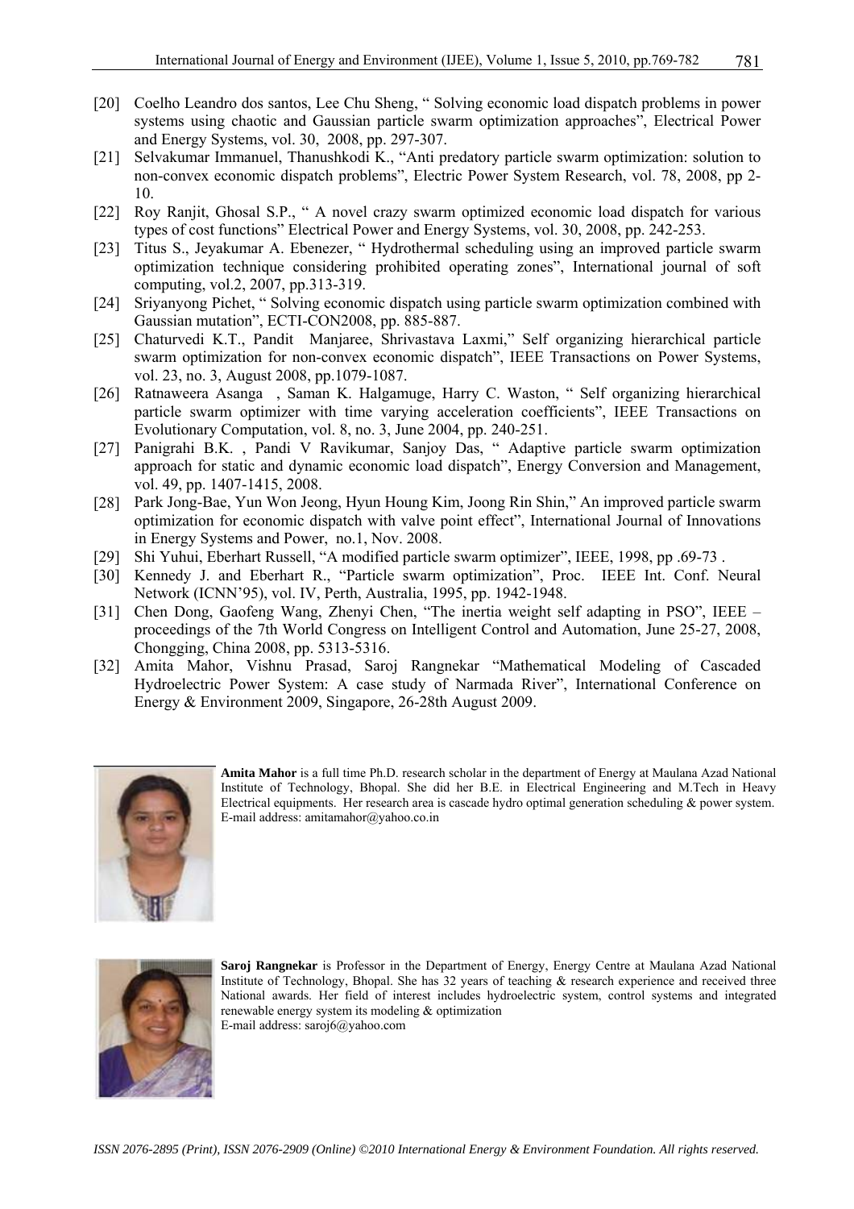[20] Coelho Leandro dos santos, Lee Chu Sheng, " Solving economic load dispatch problems in power systems using chaotic and Gaussian particle swarm optimization approaches", Electrical Power and Energy Systems, vol. 30, 2008, pp. 297-307.

[21] Selvakumar Immanuel, Thanushkodi K., "Anti predatory particle swarm optimization: solution to non-convex economic dispatch problems", Electric Power System Research, vol. 78, 2008, pp 2-10.

[22] Roy Ranjit, Ghosal S.P., " A novel crazy swarm optimized economic load dispatch for various types of cost functions" Electrical Power and Energy Systems, vol. 30, 2008, pp. 242-253.

[23] Titus S., Jeyakumar A. Ebenezer, " Hydrothermal scheduling using an improved particle swarm optimization technique considering prohibited operating zones", International journal of soft computing, vol.2, 2007, pp.313-319.

[24] Sriyanyong Pichet, " Solving economic dispatch using particle swarm optimization combined with Gaussian mutation", ECTI-CON2008, pp. 885-887.

[25] Chaturvedi K.T., Pandit Manjaree, Shrivastava Laxmi," Self organizing hierarchical particle swarm optimization for non-convex economic dispatch", IEEE Transactions on Power Systems, vol. 23, no. 3, August 2008, pp.1079-1087.

[26] Ratnaweera Asanga , Saman K. Halgamuge, Harry C. Waston, " Self organizing hierarchical particle swarm optimizer with time varying acceleration coefficients", IEEE Transactions on Evolutionary Computation, vol. 8, no. 3, June 2004, pp. 240-251.

[27] Panigrahi B.K. , Pandi V Ravikumar, Sanjoy Das, " Adaptive particle swarm optimization approach for static and dynamic economic load dispatch", Energy Conversion and Management, vol. 49, pp. 1407-1415, 2008.

[28] Park Jong-Bae, Yun Won Jeong, Hyun Houng Kim, Joong Rin Shin," An improved particle swarm optimization for economic dispatch with valve point effect", International Journal of Innovations in Energy Systems and Power, no.1, Nov. 2008.

[29] Shi Yuhui, Eberhart Russell, "A modified particle swarm optimizer", IEEE, 1998, pp .69-73 .

[30] Kennedy J. and Eberhart R., "Particle swarm optimization", Proc. IEEE Int. Conf. Neural Network (ICNN'95), vol. IV, Perth, Australia, 1995, pp. 1942-1948.

[31] Chen Dong, Gaofeng Wang, Zhenyi Chen, "The inertia weight self adapting in PSO", IEEE – proceedings of the 7th World Congress on Intelligent Control and Automation, June 25-27, 2008, Chongging, China 2008, pp. 5313-5316.

[32] Amita Mahor, Vishnu Prasad, Saroj Rangnekar "Mathematical Modeling of Cascaded Hydroelectric Power System: A case study of Narmada River", International Conference on Energy & Environment 2009, Singapore, 26-28th August 2009.

**Amita Mahor** is a full time Ph.D. research scholar in the department of Energy at Maulana Azad National Institute of Technology, Bhopal. She did her B.E. in Electrical Engineering and M.Tech in Heavy Electrical equipments. Her research area is cascade hydro optimal generation scheduling & power system.
E-mail address: amitamahor@yahoo.co.in

**Saroj Rangnekar** is Professor in the Department of Energy, Energy Centre at Maulana Azad National Institute of Technology, Bhopal. She has 32 years of teaching & research experience and received three National awards. Her field of interest includes hydroelectric system, control systems and integrated renewable energy system its modeling & optimization
E-mail address: saroj6@yahoo.com